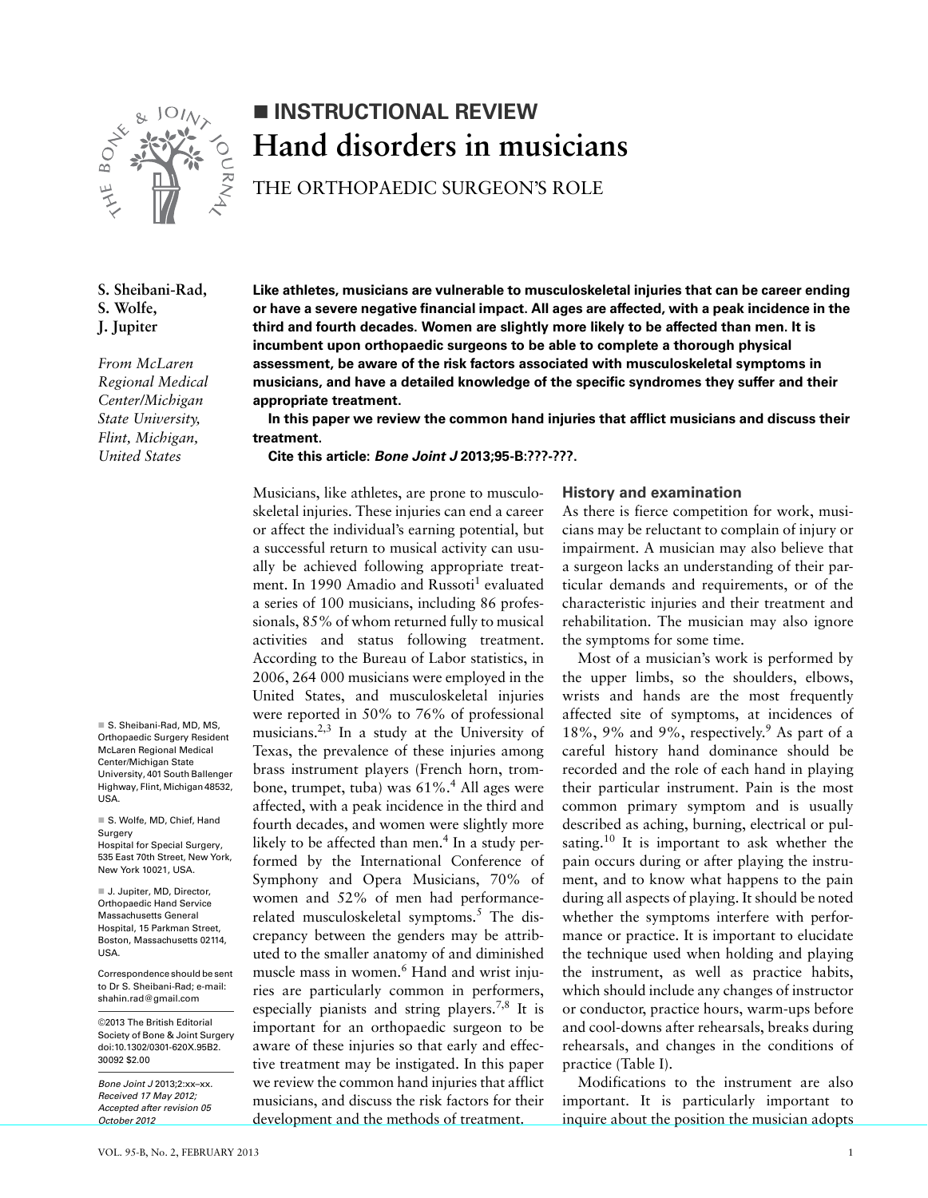■ INSTRUCTIONAL REVIEW

# Hand disorders in musicians

## THE ORTHOPAEDIC SURGEON'S ROLE

**S. Sheibani-Rad, S. Wolfe, J. Jupiter**

*From McLaren Regional Medical Center/Michigan State University, Flint, Michigan, United States*

**Like athletes, musicians are vulnerable to musculoskeletal injuries that can be career ending or have a severe negative financial impact. All ages are affected, with a peak incidence in the third and fourth decades. Women are slightly more likely to be affected than men. It is incumbent upon orthopaedic surgeons to be able to complete a thorough physical assessment, be aware of the risk factors associated with musculoskeletal symptoms in musicians, and have a detailed knowledge of the specific syndromes they suffer and their appropriate treatment.**

**In this paper we review the common hand injuries that afflict musicians and discuss their treatment.**

**Cite this article: *Bone Joint J* 2013;95-B:???-???.**

Musicians, like athletes, are prone to musculoskeletal injuries. These injuries can end a career or affect the individual's earning potential, but a successful return to musical activity can usually be achieved following appropriate treatment. In 1990 Amadio and Russoti[1] evaluated a series of 100 musicians, including 86 professionals, 85% of whom returned fully to musical activities and status following treatment. According to the Bureau of Labor statistics, in 2006, 264 000 musicians were employed in the United States, and musculoskeletal injuries were reported in 50% to 76% of professional musicians.[2,3] In a study at the University of Texas, the prevalence of these injuries among brass instrument players (French horn, trombone, trumpet, tuba) was 61%.[4] All ages were affected, with a peak incidence in the third and fourth decades, and women were slightly more likely to be affected than men.[4] In a study performed by the International Conference of Symphony and Opera Musicians, 70% of women and 52% of men had performance-related musculoskeletal symptoms.[5] The discrepancy between the genders may be attributed to the smaller anatomy of and diminished muscle mass in women.[6] Hand and wrist injuries are particularly common in performers, especially pianists and string players.[7,8] It is important for an orthopaedic surgeon to be aware of these injuries so that early and effective treatment may be instigated. In this paper we review the common hand injuries that afflict musicians, and discuss the risk factors for their development and the methods of treatment.

### History and examination

As there is fierce competition for work, musicians may be reluctant to complain of injury or impairment. A musician may also believe that a surgeon lacks an understanding of their particular demands and requirements, or of the characteristic injuries and their treatment and rehabilitation. The musician may also ignore the symptoms for some time.

Most of a musician's work is performed by the upper limbs, so the shoulders, elbows, wrists and hands are the most frequently affected site of symptoms, at incidences of 18%, 9% and 9%, respectively.[9] As part of a careful history hand dominance should be recorded and the role of each hand in playing their particular instrument. Pain is the most common primary symptom and is usually described as aching, burning, electrical or pulsating.[10] It is important to ask whether the pain occurs during or after playing the instrument, and to know what happens to the pain during all aspects of playing. It should be noted whether the symptoms interfere with performance or practice. It is important to elucidate the technique used when holding and playing the instrument, as well as practice habits, which should include any changes of instructor or conductor, practice hours, warm-ups before and cool-downs after rehearsals, breaks during rehearsals, and changes in the conditions of practice (Table I).

Modifications to the instrument are also important. It is particularly important to inquire about the position the musician adopts

■ S. Sheibani-Rad, MD, MS, Orthopaedic Surgery Resident McLaren Regional Medical Center/Michigan State University, 401 South Ballenger Highway, Flint, Michigan 48532, USA.

■ S. Wolfe, MD, Chief, Hand Surgery Hospital for Special Surgery, 535 East 70th Street, New York, New York 10021, USA.

■ J. Jupiter, MD, Director, Orthopaedic Hand Service Massachusetts General Hospital, 15 Parkman Street, Boston, Massachusetts 02114, USA.

Correspondence should be sent to Dr S. Sheibani-Rad; e-mail: shahin.rad@gmail.com

©2013 The British Editorial Society of Bone & Joint Surgery doi:10.1302/0301-620X.95B2.30092 $2.00

*Bone Joint J* 2013;2:xx–xx. *Received 17 May 2012; Accepted after revision 05 October 2012*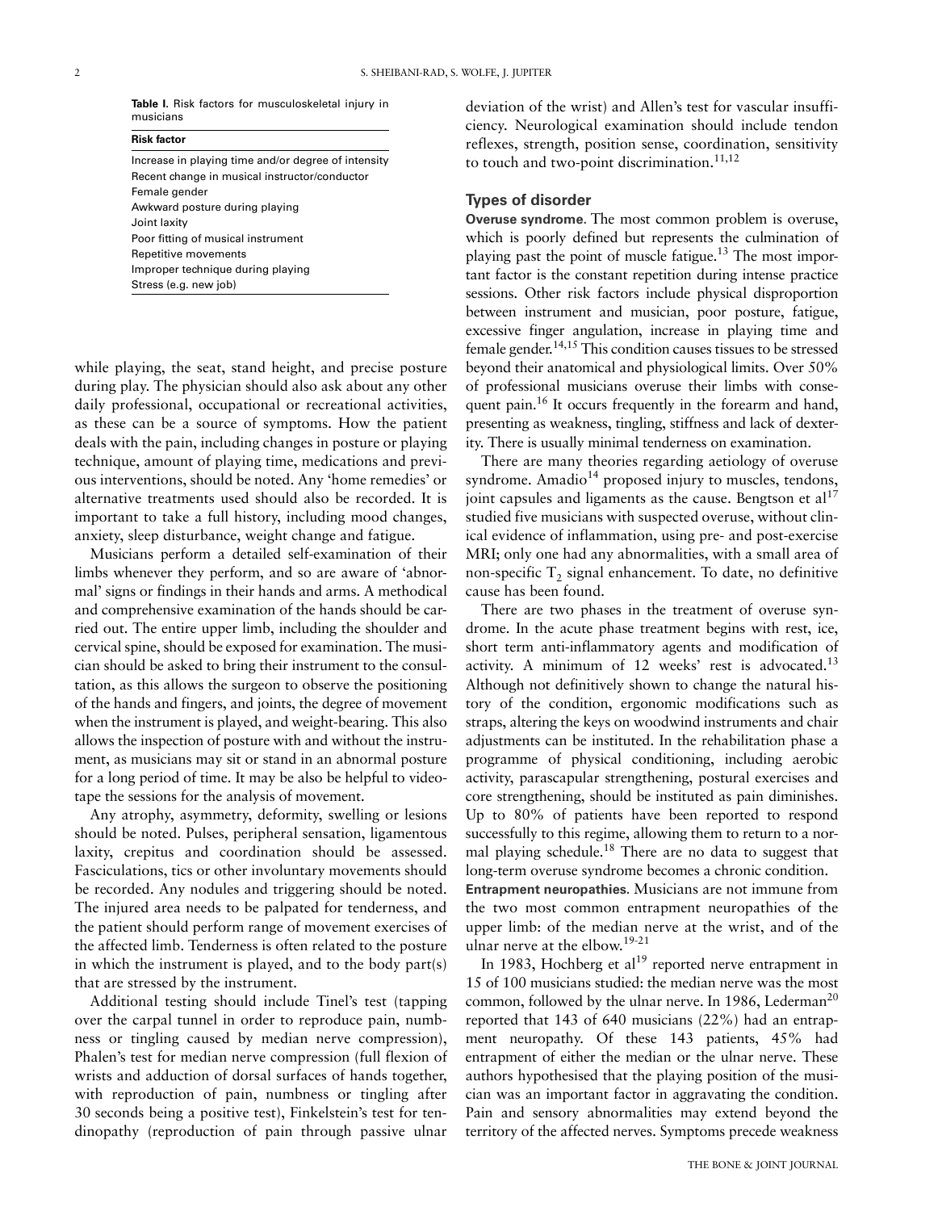**Table I.** Risk factors for musculoskeletal injury in musicians

| Risk factor |
|---|
| Increase in playing time and/or degree of intensity |
| Recent change in musical instructor/conductor |
| Female gender |
| Awkward posture during playing |
| Joint laxity |
| Poor fitting of musical instrument |
| Repetitive movements |
| Improper technique during playing |
| Stress (e.g. new job) |

while playing, the seat, stand height, and precise posture during play. The physician should also ask about any other daily professional, occupational or recreational activities, as these can be a source of symptoms. How the patient deals with the pain, including changes in posture or playing technique, amount of playing time, medications and previous interventions, should be noted. Any 'home remedies' or alternative treatments used should also be recorded. It is important to take a full history, including mood changes, anxiety, sleep disturbance, weight change and fatigue.

Musicians perform a detailed self-examination of their limbs whenever they perform, and so are aware of 'abnormal' signs or findings in their hands and arms. A methodical and comprehensive examination of the hands should be carried out. The entire upper limb, including the shoulder and cervical spine, should be exposed for examination. The musician should be asked to bring their instrument to the consultation, as this allows the surgeon to observe the positioning of the hands and fingers, and joints, the degree of movement when the instrument is played, and weight-bearing. This also allows the inspection of posture with and without the instrument, as musicians may sit or stand in an abnormal posture for a long period of time. It may be also be helpful to videotape the sessions for the analysis of movement.

Any atrophy, asymmetry, deformity, swelling or lesions should be noted. Pulses, peripheral sensation, ligamentous laxity, crepitus and coordination should be assessed. Fasciculations, tics or other involuntary movements should be recorded. Any nodules and triggering should be noted. The injured area needs to be palpated for tenderness, and the patient should perform range of movement exercises of the affected limb. Tenderness is often related to the posture in which the instrument is played, and to the body part(s) that are stressed by the instrument.

Additional testing should include Tinel's test (tapping over the carpal tunnel in order to reproduce pain, numbness or tingling caused by median nerve compression), Phalen's test for median nerve compression (full flexion of wrists and adduction of dorsal surfaces of hands together, with reproduction of pain, numbness or tingling after 30 seconds being a positive test), Finkelstein's test for tendinopathy (reproduction of pain through passive ulnar deviation of the wrist) and Allen's test for vascular insufficiency. Neurological examination should include tendon reflexes, strength, position sense, coordination, sensitivity to touch and two-point discrimination.[11,12]

## Types of disorder

**Overuse syndrome**. The most common problem is overuse, which is poorly defined but represents the culmination of playing past the point of muscle fatigue.[13] The most important factor is the constant repetition during intense practice sessions. Other risk factors include physical disproportion between instrument and musician, poor posture, fatigue, excessive finger angulation, increase in playing time and female gender.[14,15] This condition causes tissues to be stressed beyond their anatomical and physiological limits. Over 50% of professional musicians overuse their limbs with consequent pain.[16] It occurs frequently in the forearm and hand, presenting as weakness, tingling, stiffness and lack of dexterity. There is usually minimal tenderness on examination.

There are many theories regarding aetiology of overuse syndrome. Amadio[14] proposed injury to muscles, tendons, joint capsules and ligaments as the cause. Bengtson et al[17] studied five musicians with suspected overuse, without clinical evidence of inflammation, using pre- and post-exercise MRI; only one had any abnormalities, with a small area of non-specific $T_2$ signal enhancement. To date, no definitive cause has been found.

There are two phases in the treatment of overuse syndrome. In the acute phase treatment begins with rest, ice, short term anti-inflammatory agents and modification of activity. A minimum of 12 weeks' rest is advocated.[13] Although not definitively shown to change the natural history of the condition, ergonomic modifications such as straps, altering the keys on woodwind instruments and chair adjustments can be instituted. In the rehabilitation phase a programme of physical conditioning, including aerobic activity, parascapular strengthening, postural exercises and core strengthening, should be instituted as pain diminishes. Up to 80% of patients have been reported to respond successfully to this regime, allowing them to return to a normal playing schedule.[18] There are no data to suggest that long-term overuse syndrome becomes a chronic condition.

**Entrapment neuropathies**. Musicians are not immune from the two most common entrapment neuropathies of the upper limb: of the median nerve at the wrist, and of the ulnar nerve at the elbow.[19-21]

In 1983, Hochberg et al[19] reported nerve entrapment in 15 of 100 musicians studied: the median nerve was the most common, followed by the ulnar nerve. In 1986, Lederman[20] reported that 143 of 640 musicians (22%) had an entrapment neuropathy. Of these 143 patients, 45% had entrapment of either the median or the ulnar nerve. These authors hypothesised that the playing position of the musician was an important factor in aggravating the condition. Pain and sensory abnormalities may extend beyond the territory of the affected nerves. Symptoms precede weakness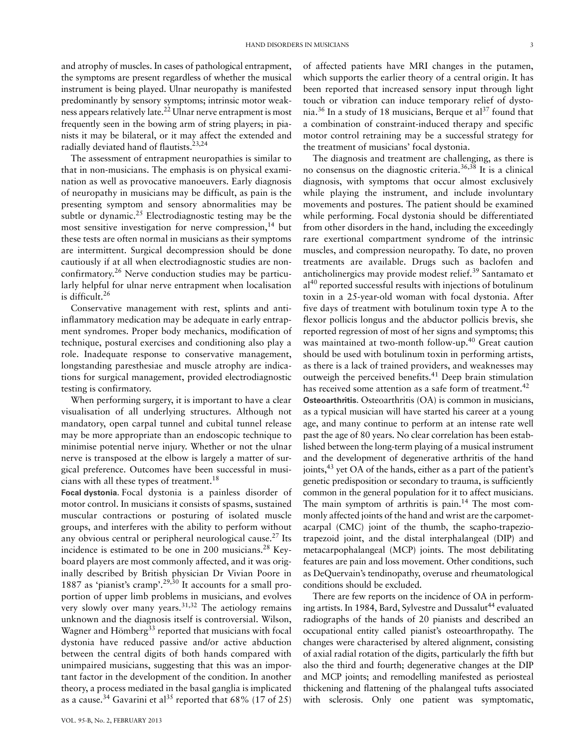and atrophy of muscles. In cases of pathological entrapment, the symptoms are present regardless of whether the musical instrument is being played. Ulnar neuropathy is manifested predominantly by sensory symptoms; intrinsic motor weakness appears relatively late.[22] Ulnar nerve entrapment is most frequently seen in the bowing arm of string players; in pianists it may be bilateral, or it may affect the extended and radially deviated hand of flautists.[23,24]

The assessment of entrapment neuropathies is similar to that in non-musicians. The emphasis is on physical examination as well as provocative manoeuvers. Early diagnosis of neuropathy in musicians may be difficult, as pain is the presenting symptom and sensory abnormalities may be subtle or dynamic.[25] Electrodiagnostic testing may be the most sensitive investigation for nerve compression,[14] but these tests are often normal in musicians as their symptoms are intermittent. Surgical decompression should be done cautiously if at all when electrodiagnostic studies are non-confirmatory.[26] Nerve conduction studies may be particularly helpful for ulnar nerve entrapment when localisation is difficult.[26]

Conservative management with rest, splints and anti-inflammatory medication may be adequate in early entrapment syndromes. Proper body mechanics, modification of technique, postural exercises and conditioning also play a role. Inadequate response to conservative management, longstanding paresthesiae and muscle atrophy are indications for surgical management, provided electrodiagnostic testing is confirmatory.

When performing surgery, it is important to have a clear visualisation of all underlying structures. Although not mandatory, open carpal tunnel and cubital tunnel release may be more appropriate than an endoscopic technique to minimise potential nerve injury. Whether or not the ulnar nerve is transposed at the elbow is largely a matter of surgical preference. Outcomes have been successful in musicians with all these types of treatment.[18]

**Focal dystonia**. Focal dystonia is a painless disorder of motor control. In musicians it consists of spasms, sustained muscular contractions or posturing of isolated muscle groups, and interferes with the ability to perform without any obvious central or peripheral neurological cause.[27] Its incidence is estimated to be one in 200 musicians.[28] Keyboard players are most commonly affected, and it was originally described by British physician Dr Vivian Poore in 1887 as 'pianist's cramp'.[29,30] It accounts for a small proportion of upper limb problems in musicians, and evolves very slowly over many years.[31,32] The aetiology remains unknown and the diagnosis itself is controversial. Wilson, Wagner and Hömberg[33] reported that musicians with focal dystonia have reduced passive and/or active abduction between the central digits of both hands compared with unimpaired musicians, suggesting that this was an important factor in the development of the condition. In another theory, a process mediated in the basal ganglia is implicated as a cause.[34] Gavarini et al[35] reported that 68% (17 of 25) of affected patients have MRI changes in the putamen, which supports the earlier theory of a central origin. It has been reported that increased sensory input through light touch or vibration can induce temporary relief of dystonia.[36] In a study of 18 musicians, Berque et al[37] found that a combination of constraint-induced therapy and specific motor control retraining may be a successful strategy for the treatment of musicians' focal dystonia.

The diagnosis and treatment are challenging, as there is no consensus on the diagnostic criteria.[36,38] It is a clinical diagnosis, with symptoms that occur almost exclusively while playing the instrument, and include involuntary movements and postures. The patient should be examined while performing. Focal dystonia should be differentiated from other disorders in the hand, including the exceedingly rare exertional compartment syndrome of the intrinsic muscles, and compression neuropathy. To date, no proven treatments are available. Drugs such as baclofen and anticholinergics may provide modest relief.[39] Santamato et al[40] reported successful results with injections of botulinum toxin in a 25-year-old woman with focal dystonia. After five days of treatment with botulinum toxin type A to the flexor pollicis longus and the abductor pollicis brevis, she reported regression of most of her signs and symptoms; this was maintained at two-month follow-up.[40] Great caution should be used with botulinum toxin in performing artists, as there is a lack of trained providers, and weaknesses may outweigh the perceived benefits.[41] Deep brain stimulation has received some attention as a safe form of treatment.[42]

**Osteoarthritis**. Osteoarthritis (OA) is common in musicians, as a typical musician will have started his career at a young age, and many continue to perform at an intense rate well past the age of 80 years. No clear correlation has been established between the long-term playing of a musical instrument and the development of degenerative arthritis of the hand joints,[43] yet OA of the hands, either as a part of the patient's genetic predisposition or secondary to trauma, is sufficiently common in the general population for it to affect musicians. The main symptom of arthritis is pain.[14] The most commonly affected joints of the hand and wrist are the carpometacarpal (CMC) joint of the thumb, the scapho-trapezio-trapezoid joint, and the distal interphalangeal (DIP) and metacarpophalangeal (MCP) joints. The most debilitating features are pain and loss movement. Other conditions, such as DeQuervain's tendinopathy, overuse and rheumatological conditions should be excluded.

There are few reports on the incidence of OA in performing artists. In 1984, Bard, Sylvestre and Dussalut[44] evaluated radiographs of the hands of 20 pianists and described an occupational entity called pianist's osteoarthropathy. The changes were characterised by altered alignment, consisting of axial radial rotation of the digits, particularly the fifth but also the third and fourth; degenerative changes at the DIP and MCP joints; and remodelling manifested as periosteal thickening and flattening of the phalangeal tufts associated with sclerosis. Only one patient was symptomatic,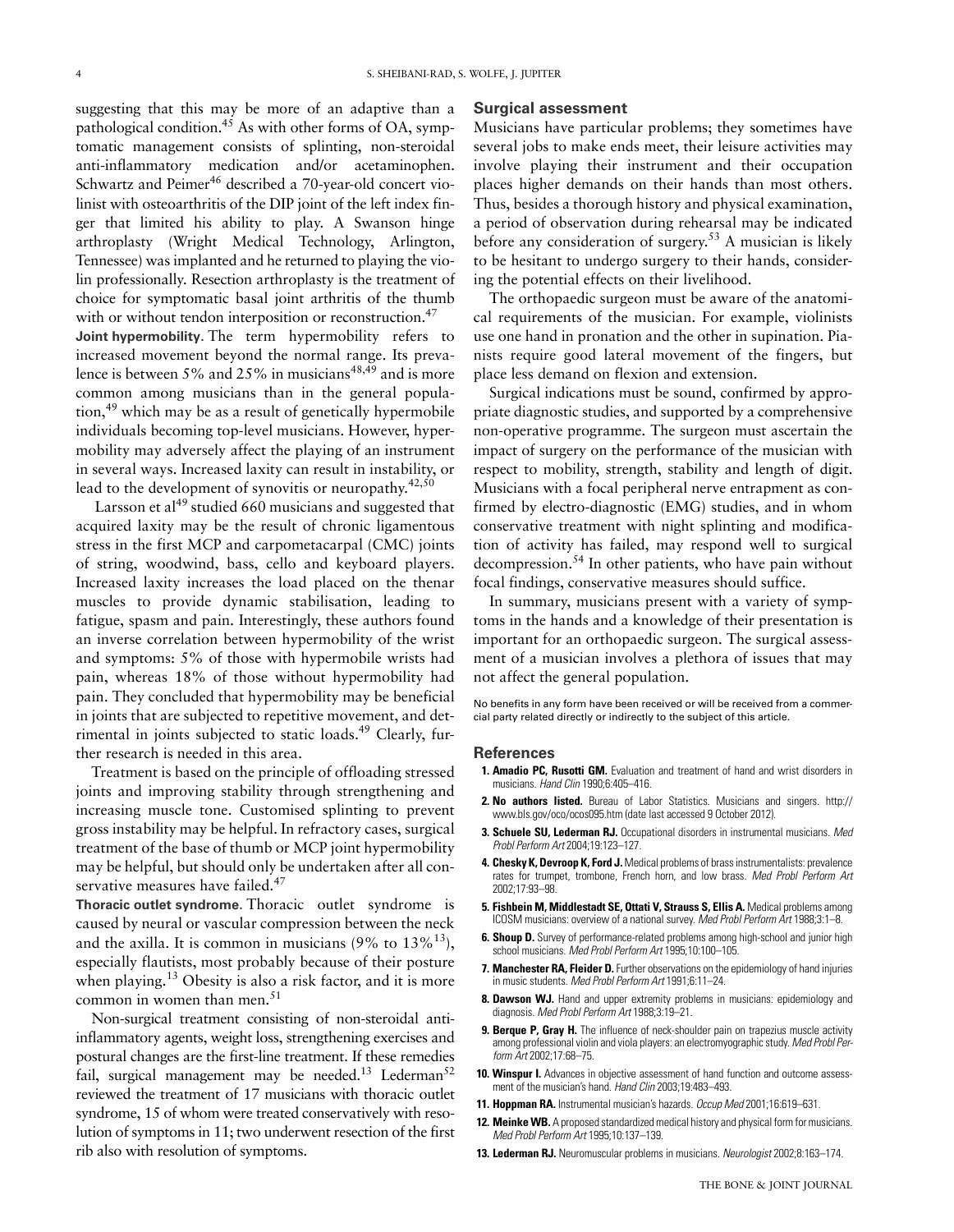suggesting that this may be more of an adaptive than a pathological condition.[45] As with other forms of OA, symptomatic management consists of splinting, non-steroidal anti-inflammatory medication and/or acetaminophen. Schwartz and Peimer[46] described a 70-year-old concert violinist with osteoarthritis of the DIP joint of the left index finger that limited his ability to play. A Swanson hinge arthroplasty (Wright Medical Technology, Arlington, Tennessee) was implanted and he returned to playing the violin professionally. Resection arthroplasty is the treatment of choice for symptomatic basal joint arthritis of the thumb with or without tendon interposition or reconstruction.[47]

**Joint hypermobility**. The term hypermobility refers to increased movement beyond the normal range. Its prevalence is between 5% and 25% in musicians[48,49] and is more common among musicians than in the general population,[49] which may be as a result of genetically hypermobile individuals becoming top-level musicians. However, hypermobility may adversely affect the playing of an instrument in several ways. Increased laxity can result in instability, or lead to the development of synovitis or neuropathy.[42,50]

Larsson et al[49] studied 660 musicians and suggested that acquired laxity may be the result of chronic ligamentous stress in the first MCP and carpometacarpal (CMC) joints of string, woodwind, bass, cello and keyboard players. Increased laxity increases the load placed on the thenar muscles to provide dynamic stabilisation, leading to fatigue, spasm and pain. Interestingly, these authors found an inverse correlation between hypermobility of the wrist and symptoms: 5% of those with hypermobile wrists had pain, whereas 18% of those without hypermobility had pain. They concluded that hypermobility may be beneficial in joints that are subjected to repetitive movement, and detrimental in joints subjected to static loads.[49] Clearly, further research is needed in this area.

Treatment is based on the principle of offloading stressed joints and improving stability through strengthening and increasing muscle tone. Customised splinting to prevent gross instability may be helpful. In refractory cases, surgical treatment of the base of thumb or MCP joint hypermobility may be helpful, but should only be undertaken after all conservative measures have failed.[47]

**Thoracic outlet syndrome**. Thoracic outlet syndrome is caused by neural or vascular compression between the neck and the axilla. It is common in musicians (9% to 13%[13]), especially flautists, most probably because of their posture when playing.[13] Obesity is also a risk factor, and it is more common in women than men.[51]

Non-surgical treatment consisting of non-steroidal anti-inflammatory agents, weight loss, strengthening exercises and postural changes are the first-line treatment. If these remedies fail, surgical management may be needed.[13] Lederman[52] reviewed the treatment of 17 musicians with thoracic outlet syndrome, 15 of whom were treated conservatively with resolution of symptoms in 11; two underwent resection of the first rib also with resolution of symptoms.

## Surgical assessment

Musicians have particular problems; they sometimes have several jobs to make ends meet, their leisure activities may involve playing their instrument and their occupation places higher demands on their hands than most others. Thus, besides a thorough history and physical examination, a period of observation during rehearsal may be indicated before any consideration of surgery.[53] A musician is likely to be hesitant to undergo surgery to their hands, considering the potential effects on their livelihood.

The orthopaedic surgeon must be aware of the anatomical requirements of the musician. For example, violinists use one hand in pronation and the other in supination. Pianists require good lateral movement of the fingers, but place less demand on flexion and extension.

Surgical indications must be sound, confirmed by appropriate diagnostic studies, and supported by a comprehensive non-operative programme. The surgeon must ascertain the impact of surgery on the performance of the musician with respect to mobility, strength, stability and length of digit. Musicians with a focal peripheral nerve entrapment as confirmed by electro-diagnostic (EMG) studies, and in whom conservative treatment with night splinting and modification of activity has failed, may respond well to surgical decompression.[54] In other patients, who have pain without focal findings, conservative measures should suffice.

In summary, musicians present with a variety of symptoms in the hands and a knowledge of their presentation is important for an orthopaedic surgeon. The surgical assessment of a musician involves a plethora of issues that may not affect the general population.

No benefits in any form have been received or will be received from a commercial party related directly or indirectly to the subject of this article.

## References

1. **Amadio PC, Rusotti GM.** Evaluation and treatment of hand and wrist disorders in musicians. *Hand Clin* 1990;6:405–416.
2. **No authors listed.** Bureau of Labor Statistics. Musicians and singers. http://www.bls.gov/oco/ocos095.htm (date last accessed 9 October 2012).
3. **Schuele SU, Lederman RJ.** Occupational disorders in instrumental musicians. *Med Probl Perform Art* 2004;19:123–127.
4. **Chesky K, Devroop K, Ford J.** Medical problems of brass instrumentalists: prevalence rates for trumpet, trombone, French horn, and low brass. *Med Probl Perform Art* 2002;17:93–98.
5. **Fishbein M, Middlestadt SE, Ottati V, Strauss S, Ellis A.** Medical problems among ICOSM musicians: overview of a national survey. *Med Probl Perform Art* 1988;3:1–8.
6. **Shoup D.** Survey of performance-related problems among high-school and junior high school musicians. *Med Probl Perform Art* 1995;10:100–105.
7. **Manchester RA, Fleider D.** Further observations on the epidemiology of hand injuries in music students. *Med Probl Perform Art* 1991;6:11–24.
8. **Dawson WJ.** Hand and upper extremity problems in musicians: epidemiology and diagnosis. *Med Probl Perform Art* 1988;3:19–21.
9. **Berque P, Gray H.** The influence of neck-shoulder pain on trapezius muscle activity among professional violin and viola players: an electromyographic study. *Med Probl Perform Art* 2002;17:68–75.
10. **Winspur I.** Advances in objective assessment of hand function and outcome assessment of the musician's hand. *Hand Clin* 2003;19:483–493.
11. **Hoppman RA.** Instrumental musician's hazards. *Occup Med* 2001;16:619–631.
12. **Meinke WB.** A proposed standardized medical history and physical form for musicians. *Med Probl Perform Art* 1995;10:137–139.
13. **Lederman RJ.** Neuromuscular problems in musicians. *Neurologist* 2002;8:163–174.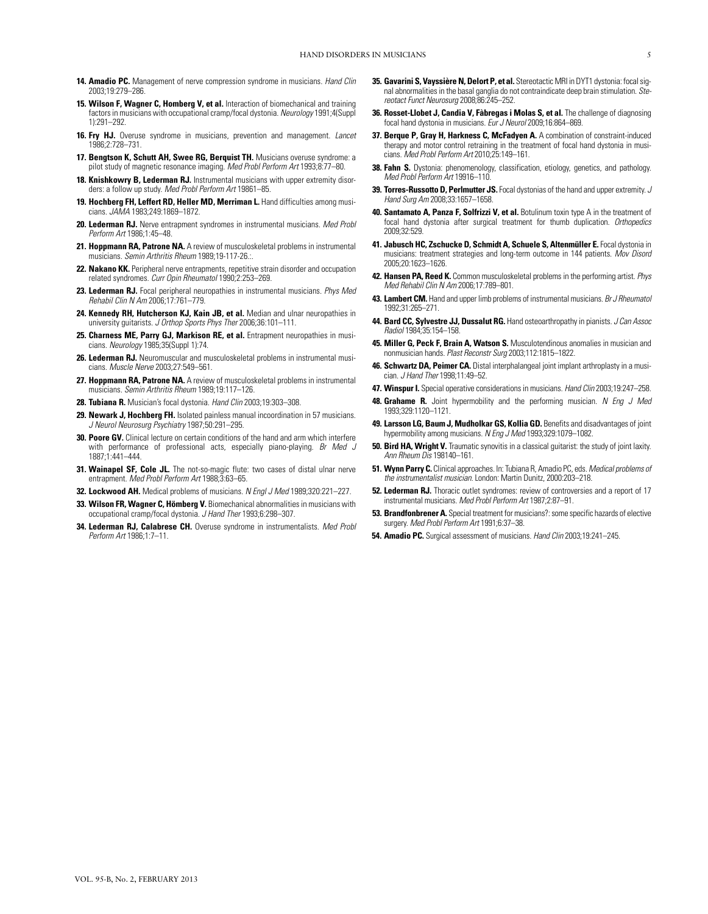14. **Amadio PC.** Management of nerve compression syndrome in musicians. *Hand Clin* 2003;19:279–286.
15. **Wilson F, Wagner C, Homberg V, et al.** Interaction of biomechanical and training factors in musicians with occupational cramp/focal dystonia. *Neurology* 1991;4(Suppl 1):291–292.
16. **Fry HJ.** Overuse syndrome in musicians, prevention and management. *Lancet* 1986;2:728–731.
17. **Bengtson K, Schutt AH, Swee RG, Berquist TH.** Musicians overuse syndrome: a pilot study of magnetic resonance imaging. *Med Probl Perform Art* 1993;8:77–80.
18. **Knishkowry B, Lederman RJ.** Instrumental musicians with upper extremity disorders: a follow up study. *Med Probl Perform Art* 19861–85.
19. **Hochberg FH, Leffert RD, Heller MD, Merriman L.** Hand difficulties among musicians. *JAMA* 1983;249:1869–1872.
20. **Lederman RJ.** Nerve entrapment syndromes in instrumental musicians. *Med Probl Perform Art* 1986;1:45–48.
21. **Hoppmann RA, Patrone NA.** A review of musculoskeletal problems in instrumental musicians. *Semin Arthritis Rheum* 1989;19-117-26.:.
22. **Nakano KK.** Peripheral nerve entrapments, repetitive strain disorder and occupation related syndromes. *Curr Opin Rheumatol* 1990;2:253–269.
23. **Lederman RJ.** Focal peripheral neuropathies in instrumental musicians. *Phys Med Rehabil Clin N Am* 2006;17:761–779.
24. **Kennedy RH, Hutcherson KJ, Kain JB, et al.** Median and ulnar neuropathies in university guitarists. *J Orthop Sports Phys Ther* 2006;36:101–111.
25. **Charness ME, Parry GJ, Markison RE, et al.** Entrapment neuropathies in musicians. *Neurology* 1985;35(Suppl 1):74.
26. **Lederman RJ.** Neuromuscular and musculoskeletal problems in instrumental musicians. *Muscle Nerve* 2003;27:549–561.
27. **Hoppmann RA, Patrone NA.** A review of musculoskeletal problems in instrumental musicians. *Semin Arthritis Rheum* 1989;19:117–126.
28. **Tubiana R.** Musician's focal dystonia. *Hand Clin* 2003;19:303–308.
29. **Newark J, Hochberg FH.** Isolated painless manual incoordination in 57 musicians. *J Neurol Neurosurg Psychiatry* 1987;50:291–295.
30. **Poore GV.** Clinical lecture on certain conditions of the hand and arm which interfere with performance of professional acts, especially piano-playing. *Br Med J* 1887;1:441–444.
31. **Wainapel SF, Cole JL.** The not-so-magic flute: two cases of distal ulnar nerve entrapment. *Med Probl Perform Art* 1988;3:63–65.
32. **Lockwood AH.** Medical problems of musicians. *N Engl J Med* 1989;320:221–227.
33. **Wilson FR, Wagner C, Hömberg V.** Biomechanical abnormalities in musicians with occupational cramp/focal dystonia. *J Hand Ther* 1993;6:298–307.
34. **Lederman RJ, Calabrese CH.** Overuse syndrome in instrumentalists. *Med Probl Perform Art* 1986;1:7–11.
35. **Gavarini S, Vayssière N, Delort P, et al.** Stereotactic MRI in DYT1 dystonia: focal signal abnormalities in the basal ganglia do not contraindicate deep brain stimulation. *Stereotact Funct Neurosurg* 2008;86:245–252.
36. **Rosset-Llobet J, Candia V, Fàbregas i Molas S, et al.** The challenge of diagnosing focal hand dystonia in musicians. *Eur J Neurol* 2009;16:864–869.
37. **Berque P, Gray H, Harkness C, McFadyen A.** A combination of constraint-induced therapy and motor control retraining in the treatment of focal hand dystonia in musicians. *Med Probl Perform Art* 2010;25:149–161.
38. **Fahn S.** Dystonia: phenomenology, classification, etiology, genetics, and pathology. *Med Probl Perform Art* 19916–110.
39. **Torres-Russotto D, Perlmutter JS.** Focal dystonias of the hand and upper extremity. *J Hand Surg Am* 2008;33:1657–1658.
40. **Santamato A, Panza F, Solfrizzi V, et al.** Botulinum toxin type A in the treatment of focal hand dystonia after surgical treatment for thumb duplication. *Orthopedics* 2009;32:529.
41. **Jabusch HC, Zschucke D, Schmidt A, Schuele S, Altenmüller E.** Focal dystonia in musicians: treatment strategies and long-term outcome in 144 patients. *Mov Disord* 2005;20:1623–1626.
42. **Hansen PA, Reed K.** Common musculoskeletal problems in the performing artist. *Phys Med Rehabil Clin N Am* 2006;17:789–801.
43. **Lambert CM.** Hand and upper limb problems of instrumental musicians. *Br J Rheumatol* 1992;31:265–271.
44. **Bard CC, Sylvestre JJ, Dussalut RG.** Hand osteoarthropathy in pianists. *J Can Assoc Radiol* 1984;35:154–158.
45. **Miller G, Peck F, Brain A, Watson S.** Musculotendinous anomalies in musician and nonmusician hands. *Plast Reconstr Surg* 2003;112:1815–1822.
46. **Schwartz DA, Peimer CA.** Distal interphalangeal joint implant arthroplasty in a musician. *J Hand Ther* 1998;11:49–52.
47. **Winspur I.** Special operative considerations in musicians. *Hand Clin* 2003;19:247–258.
48. **Grahame R.** Joint hypermobility and the performing musician. *N Eng J Med* 1993;329:1120–1121.
49. **Larsson LG, Baum J, Mudholkar GS, Kollia GD.** Benefits and disadvantages of joint hypermobility among musicians. *N Eng J Med* 1993;329:1079–1082.
50. **Bird HA, Wright V.** Traumatic synovitis in a classical guitarist: the study of joint laxity. *Ann Rheum Dis* 198140–161.
51. **Wynn Parry C.** Clinical approaches. In: Tubiana R, Amadio PC, eds. *Medical problems of the instrumentalist musician*. London: Martin Dunitz, 2000:203–218.
52. **Lederman RJ.** Thoracic outlet syndromes: review of controversies and a report of 17 instrumental musicians. *Med Probl Perform Art* 1987;2:87–91.
53. **Brandfonbrener A.** Special treatment for musicians?: some specific hazards of elective surgery. *Med Probl Perform Art* 1991;6:37–38.
54. **Amadio PC.** Surgical assessment of musicians. *Hand Clin* 2003;19:241–245.